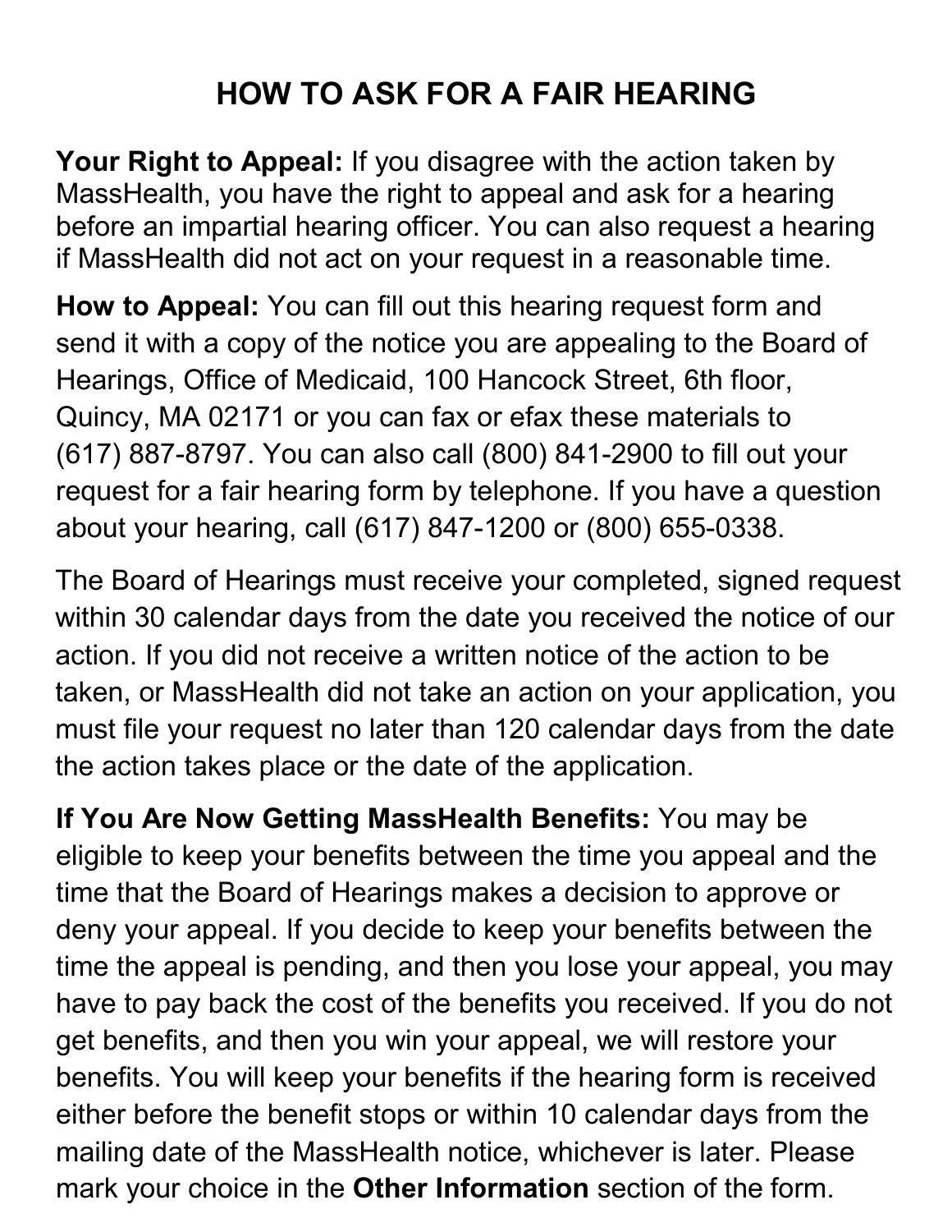# HOW TO ASK FOR A FAIR HEARING

**Your Right to Appeal:** If you disagree with the action taken by MassHealth, you have the right to appeal and ask for a hearing before an impartial hearing officer. You can also request a hearing if MassHealth did not act on your request in a reasonable time.

**How to Appeal:** You can fill out this hearing request form and send it with a copy of the notice you are appealing to the Board of Hearings, Office of Medicaid, 100 Hancock Street, 6th floor, Quincy, MA 02171 or you can fax or efax these materials to (617) 887-8797. You can also call (800) 841-2900 to fill out your request for a fair hearing form by telephone. If you have a question about your hearing, call (617) 847-1200 or (800) 655-0338.

The Board of Hearings must receive your completed, signed request within 30 calendar days from the date you received the notice of our action. If you did not receive a written notice of the action to be taken, or MassHealth did not take an action on your application, you must file your request no later than 120 calendar days from the date the action takes place or the date of the application.

**If You Are Now Getting MassHealth Benefits:** You may be eligible to keep your benefits between the time you appeal and the time that the Board of Hearings makes a decision to approve or deny your appeal. If you decide to keep your benefits between the time the appeal is pending, and then you lose your appeal, you may have to pay back the cost of the benefits you received. If you do not get benefits, and then you win your appeal, we will restore your benefits. You will keep your benefits if the hearing form is received either before the benefit stops or within 10 calendar days from the mailing date of the MassHealth notice, whichever is later. Please mark your choice in the **Other Information** section of the form.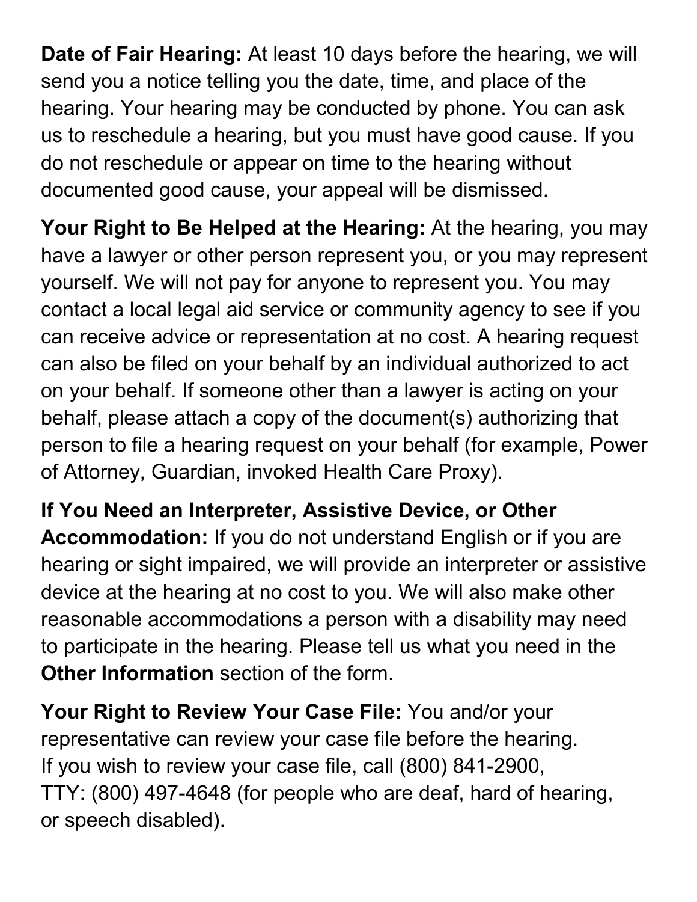**Date of Fair Hearing:** At least 10 days before the hearing, we will send you a notice telling you the date, time, and place of the hearing. Your hearing may be conducted by phone. You can ask us to reschedule a hearing, but you must have good cause. If you do not reschedule or appear on time to the hearing without documented good cause, your appeal will be dismissed.

**Your Right to Be Helped at the Hearing:** At the hearing, you may have a lawyer or other person represent you, or you may represent yourself. We will not pay for anyone to represent you. You may contact a local legal aid service or community agency to see if you can receive advice or representation at no cost. A hearing request can also be filed on your behalf by an individual authorized to act on your behalf. If someone other than a lawyer is acting on your behalf, please attach a copy of the document(s) authorizing that person to file a hearing request on your behalf (for example, Power of Attorney, Guardian, invoked Health Care Proxy).

**If You Need an Interpreter, Assistive Device, or Other Accommodation:** If you do not understand English or if you are hearing or sight impaired, we will provide an interpreter or assistive device at the hearing at no cost to you. We will also make other reasonable accommodations a person with a disability may need to participate in the hearing. Please tell us what you need in the **Other Information** section of the form.

**Your Right to Review Your Case File:** You and/or your representative can review your case file before the hearing. If you wish to review your case file, call (800) 841-2900, TTY: (800) 497-4648 (for people who are deaf, hard of hearing, or speech disabled).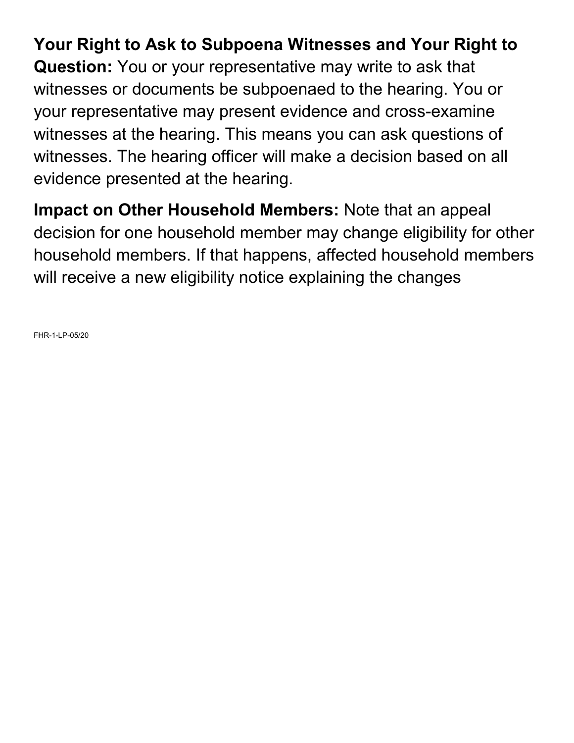**Your Right to Ask to Subpoena Witnesses and Your Right to Question:** You or your representative may write to ask that witnesses or documents be subpoenaed to the hearing. You or your representative may present evidence and cross-examine witnesses at the hearing. This means you can ask questions of witnesses. The hearing officer will make a decision based on all evidence presented at the hearing.

**Impact on Other Household Members:** Note that an appeal decision for one household member may change eligibility for other household members. If that happens, affected household members will receive a new eligibility notice explaining the changes

FHR-1-LP-05/20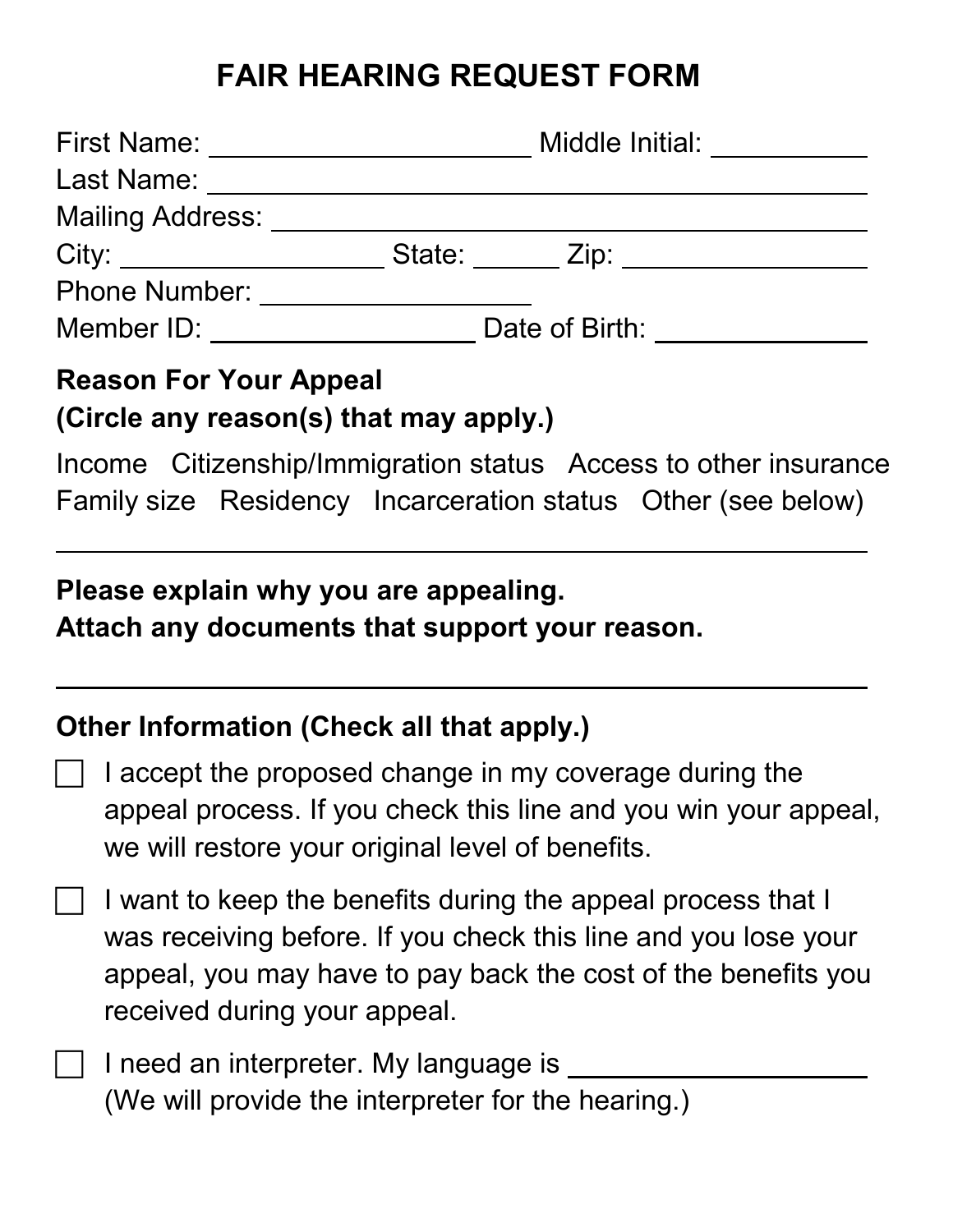# FAIR HEARING REQUEST FORM

First Name: ______________________ Middle Initial: __________

Last Name: ____________________________________________

Mailing Address: ________________________________________

City: __________________ State: ______ Zip: _______________

Phone Number: __________________

Member ID: __________________ Date of Birth: ______________

**Reason For Your Appeal**
**(Circle any reason(s) that may apply.)**

Income   Citizenship/Immigration status   Access to other insurance
Family size   Residency   Incarceration status   Other (see below)

_______________________________________________________________

**Please explain why you are appealing.**
**Attach any documents that support your reason.**

_______________________________________________________________

**Other Information (Check all that apply.)**

- ☐ I accept the proposed change in my coverage during the appeal process. If you check this line and you win your appeal, we will restore your original level of benefits.
- ☐ I want to keep the benefits during the appeal process that I was receiving before. If you check this line and you lose your appeal, you may have to pay back the cost of the benefits you received during your appeal.
- ☐ I need an interpreter. My language is ______________________
  (We will provide the interpreter for the hearing.)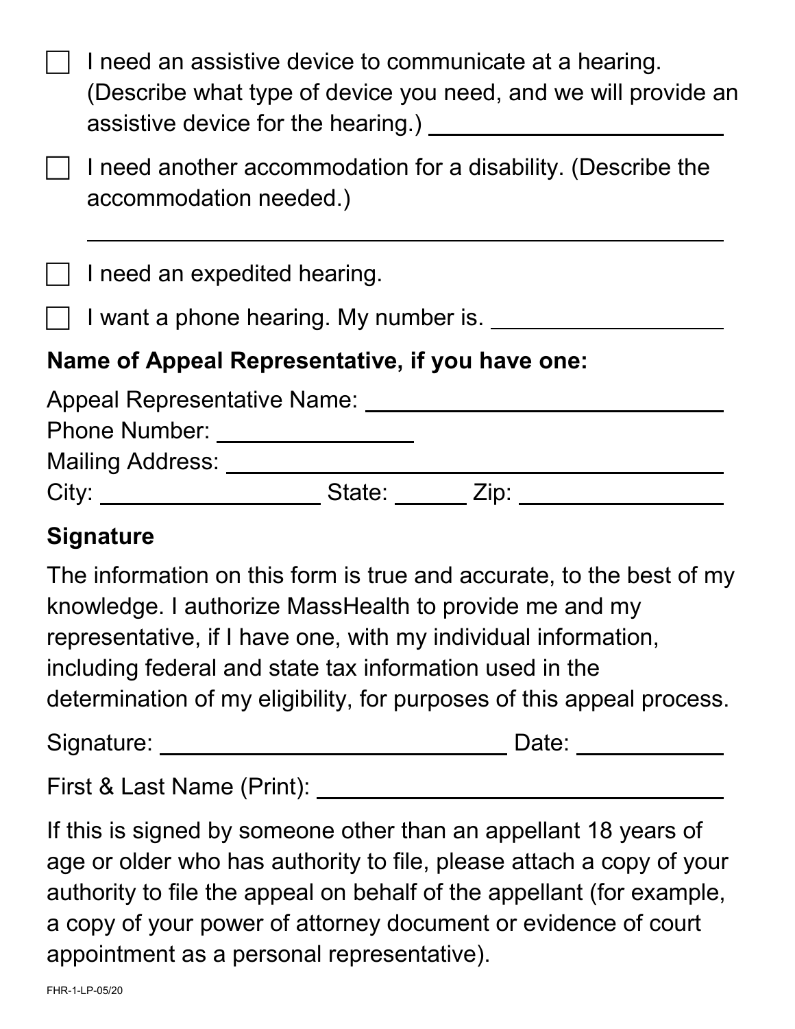- [ ] I need an assistive device to communicate at a hearing. (Describe what type of device you need, and we will provide an assistive device for the hearing.) ______________________

- [ ] I need another accommodation for a disability. (Describe the accommodation needed.)

  ______________________________________________

- [ ] I need an expedited hearing.

- [ ] I want a phone hearing. My number is. __________________

**Name of Appeal Representative, if you have one:**

Appeal Representative Name: ______________________________
Phone Number: ______________
Mailing Address: ______________________________________
City: ________________ State: ______ Zip: ________________

**Signature**

The information on this form is true and accurate, to the best of my knowledge. I authorize MassHealth to provide me and my representative, if I have one, with my individual information, including federal and state tax information used in the determination of my eligibility, for purposes of this appeal process.

Signature: ___________________________ Date: ___________

First & Last Name (Print): ______________________________

If this is signed by someone other than an appellant 18 years of age or older who has authority to file, please attach a copy of your authority to file the appeal on behalf of the appellant (for example, a copy of your power of attorney document or evidence of court appointment as a personal representative).

FHR-1-LP-05/20